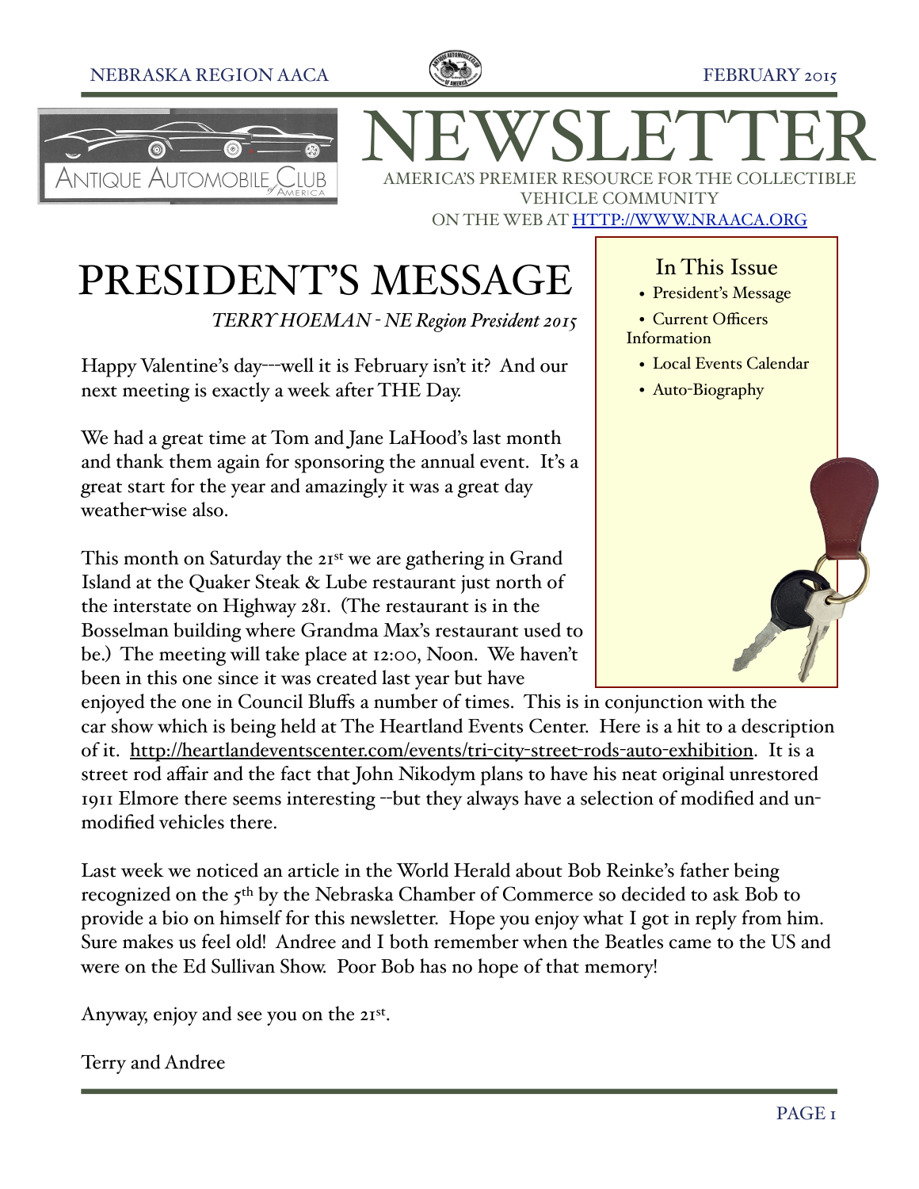NEBRASKA REGION AACA — FEBRUARY 2015

# NEWSLETTER

AMERICA'S PREMIER RESOURCE FOR THE COLLECTIBLE VEHICLE COMMUNITY

ON THE WEB AT [HTTP://WWW.NRAACA.ORG](http://www.nraaca.org)

### In This Issue

- President's Message
- Current Officers Information
- Local Events Calendar
- Auto-Biography

# PRESIDENT'S MESSAGE

*TERRY HOEMAN - NE Region President 2015*

Happy Valentine's day---well it is February isn't it? And our next meeting is exactly a week after THE Day.

We had a great time at Tom and Jane LaHood's last month and thank them again for sponsoring the annual event. It's a great start for the year and amazingly it was a great day weather-wise also.

This month on Saturday the 21st we are gathering in Grand Island at the Quaker Steak & Lube restaurant just north of the interstate on Highway 281. (The restaurant is in the Bosselman building where Grandma Max's restaurant used to be.) The meeting will take place at 12:00, Noon. We haven't been in this one since it was created last year but have enjoyed the one in Council Bluffs a number of times. This is in conjunction with the car show which is being held at The Heartland Events Center. Here is a hit to a description of it. [http://heartlandeventscenter.com/events/tri-city-street-rods-auto-exhibition](http://heartlandeventscenter.com/events/tri-city-street-rods-auto-exhibition). It is a street rod affair and the fact that John Nikodym plans to have his neat original unrestored 1911 Elmore there seems interesting --but they always have a selection of modified and un-modified vehicles there.

Last week we noticed an article in the World Herald about Bob Reinke's father being recognized on the 5th by the Nebraska Chamber of Commerce so decided to ask Bob to provide a bio on himself for this newsletter. Hope you enjoy what I got in reply from him. Sure makes us feel old! Andree and I both remember when the Beatles came to the US and were on the Ed Sullivan Show. Poor Bob has no hope of that memory!

Anyway, enjoy and see you on the 21st.

Terry and Andree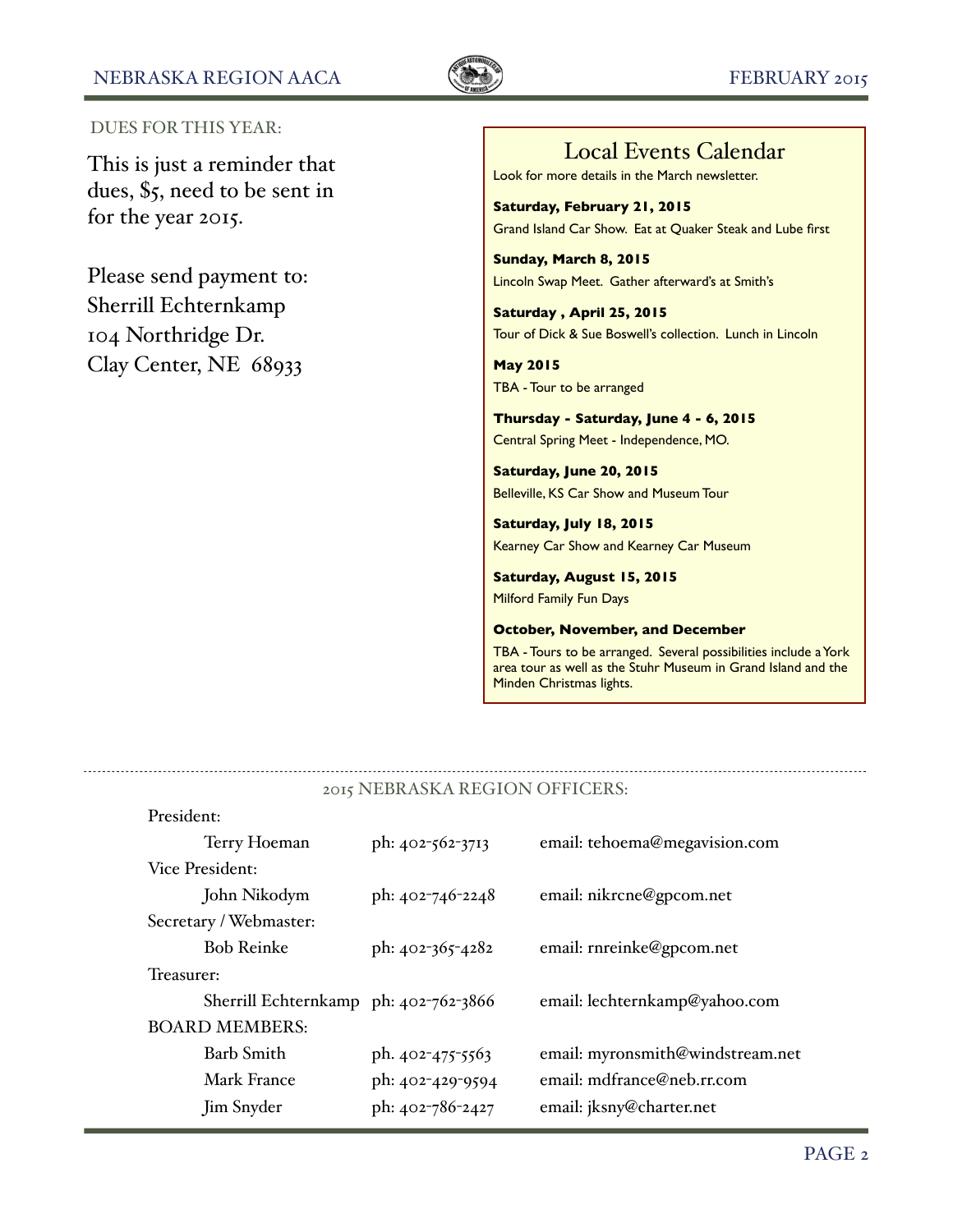## DUES FOR THIS YEAR:

This is just a reminder that dues, $5, need to be sent in for the year 2015.

Please send payment to:
Sherrill Echternkamp
104 Northridge Dr.
Clay Center, NE 68933

## Local Events Calendar

Look for more details in the March newsletter.

**Saturday, February 21, 2015**
Grand Island Car Show. Eat at Quaker Steak and Lube first

**Sunday, March 8, 2015**
Lincoln Swap Meet. Gather afterward's at Smith's

**Saturday , April 25, 2015**
Tour of Dick & Sue Boswell's collection. Lunch in Lincoln

**May 2015**
TBA - Tour to be arranged

**Thursday - Saturday, June 4 - 6, 2015**
Central Spring Meet - Independence, MO.

**Saturday, June 20, 2015**
Belleville, KS Car Show and Museum Tour

**Saturday, July 18, 2015**
Kearney Car Show and Kearney Car Museum

**Saturday, August 15, 2015**
Milford Family Fun Days

**October, November, and December**
TBA - Tours to be arranged. Several possibilities include a York area tour as well as the Stuhr Museum in Grand Island and the Minden Christmas lights.

---

## 2015 NEBRASKA REGION OFFICERS:

President:

| Name | Phone | Email |
|---|---|---|
| Terry Hoeman | ph: 402-562-3713 | email: tehoema@megavision.com |

Vice President:

| Name | Phone | Email |
|---|---|---|
| John Nikodym | ph: 402-746-2248 | email: nikrcne@gpcom.net |

Secretary / Webmaster:

| Name | Phone | Email |
|---|---|---|
| Bob Reinke | ph: 402-365-4282 | email: rnreinke@gpcom.net |

Treasurer:

| Name | Phone | Email |
|---|---|---|
| Sherrill Echternkamp | ph: 402-762-3866 | email: lechternkamp@yahoo.com |

BOARD MEMBERS:

| Name | Phone | Email |
|---|---|---|
| Barb Smith | ph. 402-475-5563 | email: myronsmith@windstream.net |
| Mark France | ph: 402-429-9594 | email: mdfrance@neb.rr.com |
| Jim Snyder | ph: 402-786-2427 | email: jksny@charter.net |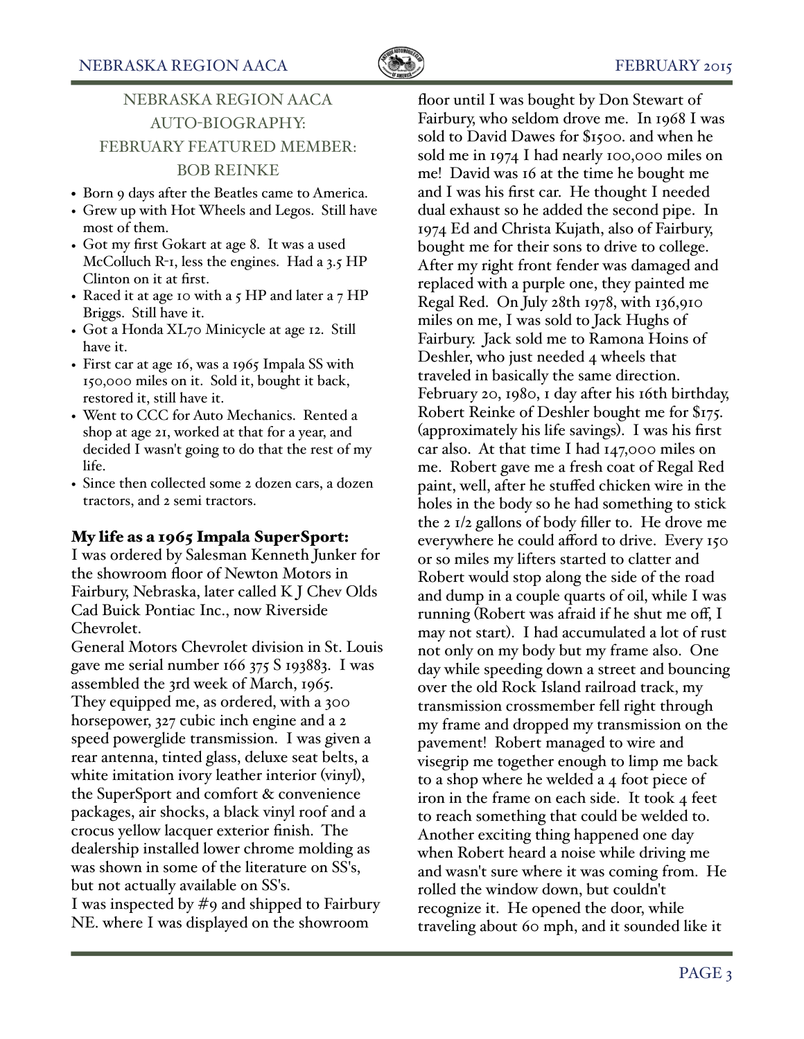## NEBRASKA REGION AACA AUTO-BIOGRAPHY: FEBRUARY FEATURED MEMBER: BOB REINKE

- Born 9 days after the Beatles came to America.
- Grew up with Hot Wheels and Legos. Still have most of them.
- Got my first Gokart at age 8. It was a used McColluch R-1, less the engines. Had a 3.5 HP Clinton on it at first.
- Raced it at age 10 with a 5 HP and later a 7 HP Briggs. Still have it.
- Got a Honda XL70 Minicycle at age 12. Still have it.
- First car at age 16, was a 1965 Impala SS with 150,000 miles on it. Sold it, bought it back, restored it, still have it.
- Went to CCC for Auto Mechanics. Rented a shop at age 21, worked at that for a year, and decided I wasn't going to do that the rest of my life.
- Since then collected some 2 dozen cars, a dozen tractors, and 2 semi tractors.

### My life as a 1965 Impala SuperSport:

I was ordered by Salesman Kenneth Junker for the showroom floor of Newton Motors in Fairbury, Nebraska, later called K J Chev Olds Cad Buick Pontiac Inc., now Riverside Chevrolet.

General Motors Chevrolet division in St. Louis gave me serial number 166 375 S 193883. I was assembled the 3rd week of March, 1965. They equipped me, as ordered, with a 300 horsepower, 327 cubic inch engine and a 2 speed powerglide transmission. I was given a rear antenna, tinted glass, deluxe seat belts, a white imitation ivory leather interior (vinyl), the SuperSport and comfort & convenience packages, air shocks, a black vinyl roof and a crocus yellow lacquer exterior finish. The dealership installed lower chrome molding as was shown in some of the literature on SS's, but not actually available on SS's.

I was inspected by #9 and shipped to Fairbury NE. where I was displayed on the showroom floor until I was bought by Don Stewart of Fairbury, who seldom drove me. In 1968 I was sold to David Dawes for $1500. and when he sold me in 1974 I had nearly 100,000 miles on me! David was 16 at the time he bought me and I was his first car. He thought I needed dual exhaust so he added the second pipe. In 1974 Ed and Christa Kujath, also of Fairbury, bought me for their sons to drive to college. After my right front fender was damaged and replaced with a purple one, they painted me Regal Red. On July 28th 1978, with 136,910 miles on me, I was sold to Jack Hughs of Fairbury. Jack sold me to Ramona Hoins of Deshler, who just needed 4 wheels that traveled in basically the same direction. February 20, 1980, 1 day after his 16th birthday, Robert Reinke of Deshler bought me for $175. (approximately his life savings). I was his first car also. At that time I had 147,000 miles on me. Robert gave me a fresh coat of Regal Red paint, well, after he stuffed chicken wire in the holes in the body so he had something to stick the 2 1/2 gallons of body filler to. He drove me everywhere he could afford to drive. Every 150 or so miles my lifters started to clatter and Robert would stop along the side of the road and dump in a couple quarts of oil, while I was running (Robert was afraid if he shut me off, I may not start). I had accumulated a lot of rust not only on my body but my frame also. One day while speeding down a street and bouncing over the old Rock Island railroad track, my transmission crossmember fell right through my frame and dropped my transmission on the pavement! Robert managed to wire and visegrip me together enough to limp me back to a shop where he welded a 4 foot piece of iron in the frame on each side. It took 4 feet to reach something that could be welded to. Another exciting thing happened one day when Robert heard a noise while driving me and wasn't sure where it was coming from. He rolled the window down, but couldn't recognize it. He opened the door, while traveling about 60 mph, and it sounded like it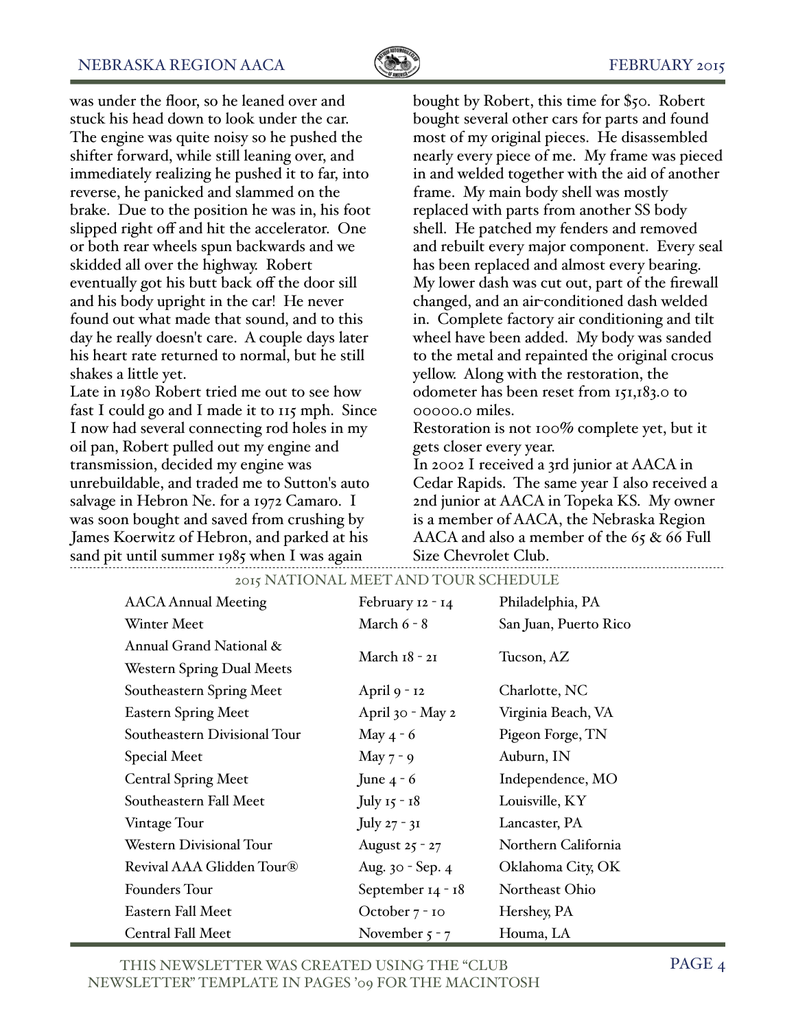was under the floor, so he leaned over and stuck his head down to look under the car. The engine was quite noisy so he pushed the shifter forward, while still leaning over, and immediately realizing he pushed it to far, into reverse, he panicked and slammed on the brake. Due to the position he was in, his foot slipped right off and hit the accelerator. One or both rear wheels spun backwards and we skidded all over the highway. Robert eventually got his butt back off the door sill and his body upright in the car! He never found out what made that sound, and to this day he really doesn't care. A couple days later his heart rate returned to normal, but he still shakes a little yet.

Late in 1980 Robert tried me out to see how fast I could go and I made it to 115 mph. Since I now had several connecting rod holes in my oil pan, Robert pulled out my engine and transmission, decided my engine was unrebuildable, and traded me to Sutton's auto salvage in Hebron Ne. for a 1972 Camaro. I was soon bought and saved from crushing by James Koerwitz of Hebron, and parked at his sand pit until summer 1985 when I was again bought by Robert, this time for $50. Robert bought several other cars for parts and found most of my original pieces. He disassembled nearly every piece of me. My frame was pieced in and welded together with the aid of another frame. My main body shell was mostly replaced with parts from another SS body shell. He patched my fenders and removed and rebuilt every major component. Every seal has been replaced and almost every bearing. My lower dash was cut out, part of the firewall changed, and an air-conditioned dash welded in. Complete factory air conditioning and tilt wheel have been added. My body was sanded to the metal and repainted the original crocus yellow. Along with the restoration, the odometer has been reset from 151,183.0 to 00000.0 miles.

Restoration is not 100% complete yet, but it gets closer every year.

In 2002 I received a 3rd junior at AACA in Cedar Rapids. The same year I also received a 2nd junior at AACA in Topeka KS. My owner is a member of AACA, the Nebraska Region AACA and also a member of the 65 & 66 Full Size Chevrolet Club.

## 2015 NATIONAL MEET AND TOUR SCHEDULE

| | | |
|---|---|---|
| AACA Annual Meeting | February 12 - 14 | Philadelphia, PA |
| Winter Meet | March 6 - 8 | San Juan, Puerto Rico |
| Annual Grand National & Western Spring Dual Meets | March 18 - 21 | Tucson, AZ |
| Southeastern Spring Meet | April 9 - 12 | Charlotte, NC |
| Eastern Spring Meet | April 30 - May 2 | Virginia Beach, VA |
| Southeastern Divisional Tour | May 4 - 6 | Pigeon Forge, TN |
| Special Meet | May 7 - 9 | Auburn, IN |
| Central Spring Meet | June 4 - 6 | Independence, MO |
| Southeastern Fall Meet | July 15 - 18 | Louisville, KY |
| Vintage Tour | July 27 - 31 | Lancaster, PA |
| Western Divisional Tour | August 25 - 27 | Northern California |
| Revival AAA Glidden Tour® | Aug. 30 - Sep. 4 | Oklahoma City, OK |
| Founders Tour | September 14 - 18 | Northeast Ohio |
| Eastern Fall Meet | October 7 - 10 | Hershey, PA |
| Central Fall Meet | November 5 - 7 | Houma, LA |

THIS NEWSLETTER WAS CREATED USING THE "CLUB NEWSLETTER" TEMPLATE IN PAGES '09 FOR THE MACINTOSH